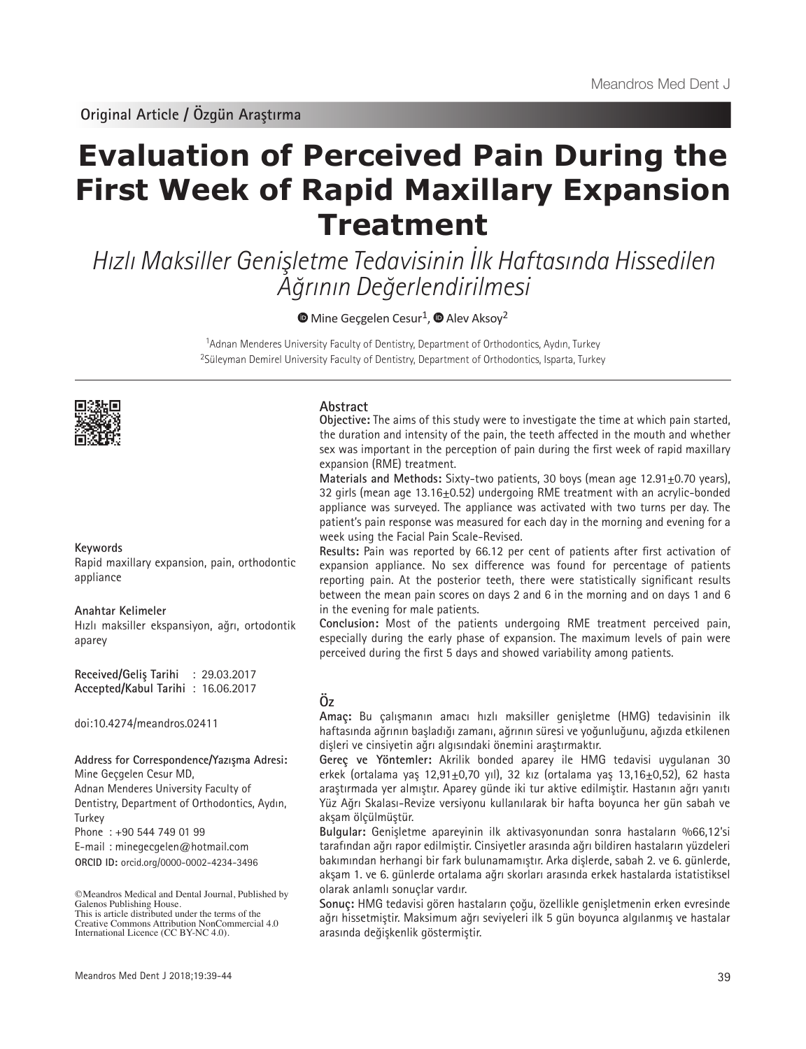Original Article / Özgün Araştırma

# Evaluation of Perceived Pain During the First Week of Rapid Maxillary Expansion Treatment

*Hızlı Maksiller Genişletme Tedavisinin İlk Haftasında Hissedilen Ağrının Değerlendirilmesi*

Mine Geçgelen Cesur[1], Alev Aksoy[2]

[1]Adnan Menderes University Faculty of Dentistry, Department of Orthodontics, Aydın, Turkey
[2]Süleyman Demirel University Faculty of Dentistry, Department of Orthodontics, Isparta, Turkey

## Abstract

**Objective:** The aims of this study were to investigate the time at which pain started, the duration and intensity of the pain, the teeth affected in the mouth and whether sex was important in the perception of pain during the first week of rapid maxillary expansion (RME) treatment.

**Materials and Methods:** Sixty-two patients, 30 boys (mean age 12.91±0.70 years), 32 girls (mean age 13.16±0.52) undergoing RME treatment with an acrylic-bonded appliance was surveyed. The appliance was activated with two turns per day. The patient's pain response was measured for each day in the morning and evening for a week using the Facial Pain Scale-Revised.

**Results:** Pain was reported by 66.12 per cent of patients after first activation of expansion appliance. No sex difference was found for percentage of patients reporting pain. At the posterior teeth, there were statistically significant results between the mean pain scores on days 2 and 6 in the morning and on days 1 and 6 in the evening for male patients.

**Conclusion:** Most of the patients undergoing RME treatment perceived pain, especially during the early phase of expansion. The maximum levels of pain were perceived during the first 5 days and showed variability among patients.

**Keywords**

Rapid maxillary expansion, pain, orthodontic appliance

## Öz

**Amaç:** Bu çalışmanın amacı hızlı maksiller genişletme (HMG) tedavisinin ilk haftasında ağrının başladığı zamanı, ağrının süresi ve yoğunluğunu, ağızda etkilenen dişleri ve cinsiyetin ağrı algısındaki önemini araştırmaktır.

**Gereç ve Yöntemler:** Akrilik bonded aparey ile HMG tedavisi uygulanan 30 erkek (ortalama yaş 12,91±0,70 yıl), 32 kız (ortalama yaş 13,16±0,52), 62 hasta araştırmada yer almıştır. Aparey günde iki tur aktive edilmiştir. Hastanın ağrı yanıtı Yüz Ağrı Skalası-Revize versiyonu kullanılarak bir hafta boyunca her gün sabah ve akşam ölçülmüştür.

**Bulgular:** Genişletme apareyinin ilk aktivasyonundan sonra hastaların %66,12'si tarafından ağrı rapor edilmiştir. Cinsiyetler arasında ağrı bildiren hastaların yüzdeleri bakımından herhangi bir fark bulunamamıştır. Arka dişlerde, sabah 2. ve 6. günlerde, akşam 1. ve 6. günlerde ortalama ağrı skorları arasında erkek hastalarda istatistiksel olarak anlamlı sonuçlar vardır.

**Sonuç:** HMG tedavisi gören hastaların çoğu, özellikle genişletmenin erken evresinde ağrı hissetmiştir. Maksimum ağrı seviyeleri ilk 5 gün boyunca algılanmış ve hastalar arasında değişkenlik göstermiştir.

**Anahtar Kelimeler**

Hızlı maksiller ekspansiyon, ağrı, ortodontik aparey

**Received/Geliş Tarihi** : 29.03.2017
**Accepted/Kabul Tarihi** : 16.06.2017

doi:10.4274/meandros.02411

**Address for Correspondence/Yazışma Adresi:**
Mine Geçgelen Cesur MD,
Adnan Menderes University Faculty of Dentistry, Department of Orthodontics, Aydın, Turkey
Phone : +90 544 749 01 99
E-mail : minegecgelen@hotmail.com
**ORCID ID:** orcid.org/0000-0002-4234-3496

©Meandros Medical and Dental Journal, Published by Galenos Publishing House.
This is article distributed under the terms of the Creative Commons Attribution NonCommercial 4.0 International Licence (CC BY-NC 4.0).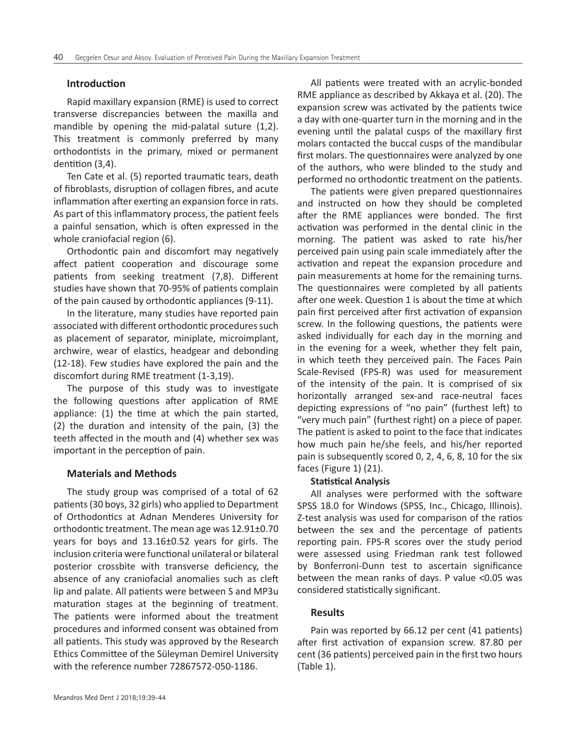## Introduction

Rapid maxillary expansion (RME) is used to correct transverse discrepancies between the maxilla and mandible by opening the mid-palatal suture (1,2). This treatment is commonly preferred by many orthodontists in the primary, mixed or permanent dentition (3,4).

Ten Cate et al. (5) reported traumatic tears, death of fibroblasts, disruption of collagen fibres, and acute inflammation after exerting an expansion force in rats. As part of this inflammatory process, the patient feels a painful sensation, which is often expressed in the whole craniofacial region (6).

Orthodontic pain and discomfort may negatively affect patient cooperation and discourage some patients from seeking treatment (7,8). Different studies have shown that 70-95% of patients complain of the pain caused by orthodontic appliances (9-11).

In the literature, many studies have reported pain associated with different orthodontic procedures such as placement of separator, miniplate, microimplant, archwire, wear of elastics, headgear and debonding (12-18). Few studies have explored the pain and the discomfort during RME treatment (1-3,19).

The purpose of this study was to investigate the following questions after application of RME appliance: (1) the time at which the pain started, (2) the duration and intensity of the pain, (3) the teeth affected in the mouth and (4) whether sex was important in the perception of pain.

## Materials and Methods

The study group was comprised of a total of 62 patients (30 boys, 32 girls) who applied to Department of Orthodontics at Adnan Menderes University for orthodontic treatment. The mean age was 12.91±0.70 years for boys and 13.16±0.52 years for girls. The inclusion criteria were functional unilateral or bilateral posterior crossbite with transverse deficiency, the absence of any craniofacial anomalies such as cleft lip and palate. All patients were between S and MP3u maturation stages at the beginning of treatment. The patients were informed about the treatment procedures and informed consent was obtained from all patients. This study was approved by the Research Ethics Committee of the Süleyman Demirel University with the reference number 72867572-050-1186.

All patients were treated with an acrylic-bonded RME appliance as described by Akkaya et al. (20). The expansion screw was activated by the patients twice a day with one-quarter turn in the morning and in the evening until the palatal cusps of the maxillary first molars contacted the buccal cusps of the mandibular first molars. The questionnaires were analyzed by one of the authors, who were blinded to the study and performed no orthodontic treatment on the patients.

The patients were given prepared questionnaires and instructed on how they should be completed after the RME appliances were bonded. The first activation was performed in the dental clinic in the morning. The patient was asked to rate his/her perceived pain using pain scale immediately after the activation and repeat the expansion procedure and pain measurements at home for the remaining turns. The questionnaires were completed by all patients after one week. Question 1 is about the time at which pain first perceived after first activation of expansion screw. In the following questions, the patients were asked individually for each day in the morning and in the evening for a week, whether they felt pain, in which teeth they perceived pain. The Faces Pain Scale-Revised (FPS-R) was used for measurement of the intensity of the pain. It is comprised of six horizontally arranged sex-and race-neutral faces depicting expressions of "no pain" (furthest left) to "very much pain" (furthest right) on a piece of paper. The patient is asked to point to the face that indicates how much pain he/she feels, and his/her reported pain is subsequently scored 0, 2, 4, 6, 8, 10 for the six faces (Figure 1) (21).

### Statistical Analysis

All analyses were performed with the software SPSS 18.0 for Windows (SPSS, Inc., Chicago, Illinois). Z-test analysis was used for comparison of the ratios between the sex and the percentage of patients reporting pain. FPS-R scores over the study period were assessed using Friedman rank test followed by Bonferroni-Dunn test to ascertain significance between the mean ranks of days. P value <0.05 was considered statistically significant.

## Results

Pain was reported by 66.12 per cent (41 patients) after first activation of expansion screw. 87.80 per cent (36 patients) perceived pain in the first two hours (Table 1).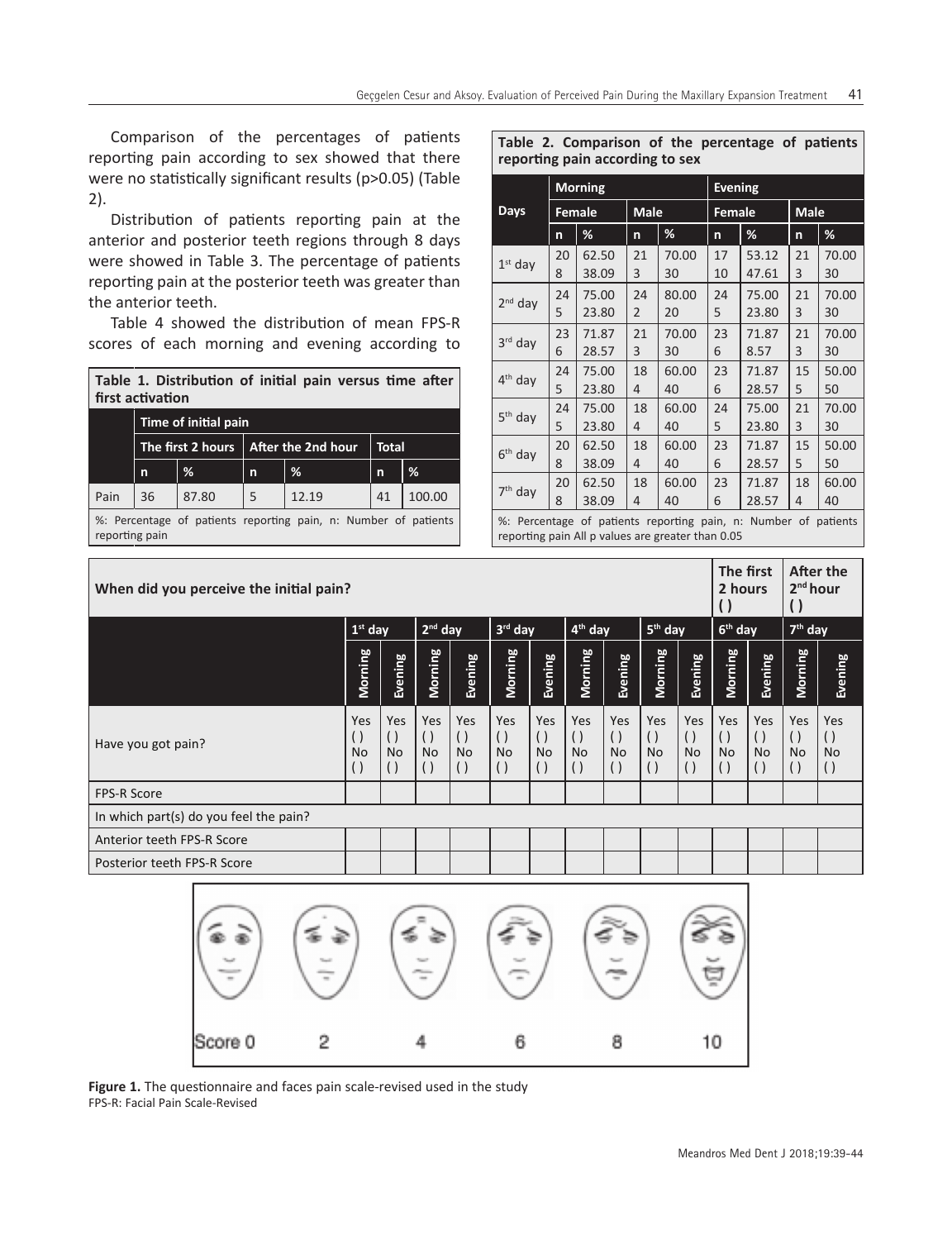Comparison of the percentages of patients reporting pain according to sex showed that there were no statistically significant results (p>0.05) (Table 2).

Distribution of patients reporting pain at the anterior and posterior teeth regions through 8 days were showed in Table 3. The percentage of patients reporting pain at the posterior teeth was greater than the anterior teeth.

Table 4 showed the distribution of mean FPS-R scores of each morning and evening according to

**Table 1. Distribution of initial pain versus time after first activation**

| | Time of initial pain | | | | | |
|---|---|---|---|---|---|---|
| | The first 2 hours | | After the 2nd hour | | Total | |
| | n | % | n | % | n | % |
| Pain | 36 | 87.80 | 5 | 12.19 | 41 | 100.00 |

%: Percentage of patients reporting pain, n: Number of patients reporting pain

**Table 2. Comparison of the percentage of patients reporting pain according to sex**

| Days | Morning | | | | Evening | | | |
|---|---|---|---|---|---|---|---|---|
| | Female | | Male | | Female | | Male | |
| | n | % | n | % | n | % | n | % |
| 1st day | 20<br>8 | 62.50<br>38.09 | 21<br>3 | 70.00<br>30 | 17<br>10 | 53.12<br>47.61 | 21<br>3 | 70.00<br>30 |
| 2nd day | 24<br>5 | 75.00<br>23.80 | 24<br>2 | 80.00<br>20 | 24<br>5 | 75.00<br>23.80 | 21<br>3 | 70.00<br>30 |
| 3rd day | 23<br>6 | 71.87<br>28.57 | 21<br>3 | 70.00<br>30 | 23<br>6 | 71.87<br>8.57 | 21<br>3 | 70.00<br>30 |
| 4th day | 24<br>5 | 75.00<br>23.80 | 18<br>4 | 60.00<br>40 | 23<br>6 | 71.87<br>28.57 | 15<br>5 | 50.00<br>50 |
| 5th day | 24<br>5 | 75.00<br>23.80 | 18<br>4 | 60.00<br>40 | 24<br>5 | 75.00<br>23.80 | 21<br>3 | 70.00<br>30 |
| 6th day | 20<br>8 | 62.50<br>38.09 | 18<br>4 | 60.00<br>40 | 23<br>6 | 71.87<br>28.57 | 15<br>5 | 50.00<br>50 |
| 7th day | 20<br>8 | 62.50<br>38.09 | 18<br>4 | 60.00<br>40 | 23<br>6 | 71.87<br>28.57 | 18<br>4 | 60.00<br>40 |

%: Percentage of patients reporting pain, n: Number of patients reporting pain All p values are greater than 0.05

| When did you perceive the initial pain? | | | | | | | | | | | The first 2 hours ( ) | | After the 2nd hour ( ) | |
|---|---|---|---|---|---|---|---|---|---|---|---|---|---|---|
| | 1st day | | 2nd day | | 3rd day | | 4th day | | 5th day | | 6th day | | 7th day | |
| | Morning | Evening | Morning | Evening | Morning | Evening | Morning | Evening | Morning | Evening | Morning | Evening | Morning | Evening |
| Have you got pain? | Yes ( ) No ( ) | Yes ( ) No ( ) | Yes ( ) No ( ) | Yes ( ) No ( ) | Yes ( ) No ( ) | Yes ( ) No ( ) | Yes ( ) No ( ) | Yes ( ) No ( ) | Yes ( ) No ( ) | Yes ( ) No ( ) | Yes ( ) No ( ) | Yes ( ) No ( ) | Yes ( ) No ( ) | Yes ( ) No ( ) |
| FPS-R Score | | | | | | | | | | | | | | |
| In which part(s) do you feel the pain? | | | | | | | | | | | | | | |
| Anterior teeth FPS-R Score | | | | | | | | | | | | | | |
| Posterior teeth FPS-R Score | | | | | | | | | | | | | | |

Score 0 2 4 6 8 10

**Figure 1.** The questionnaire and faces pain scale-revised used in the study
FPS-R: Facial Pain Scale-Revised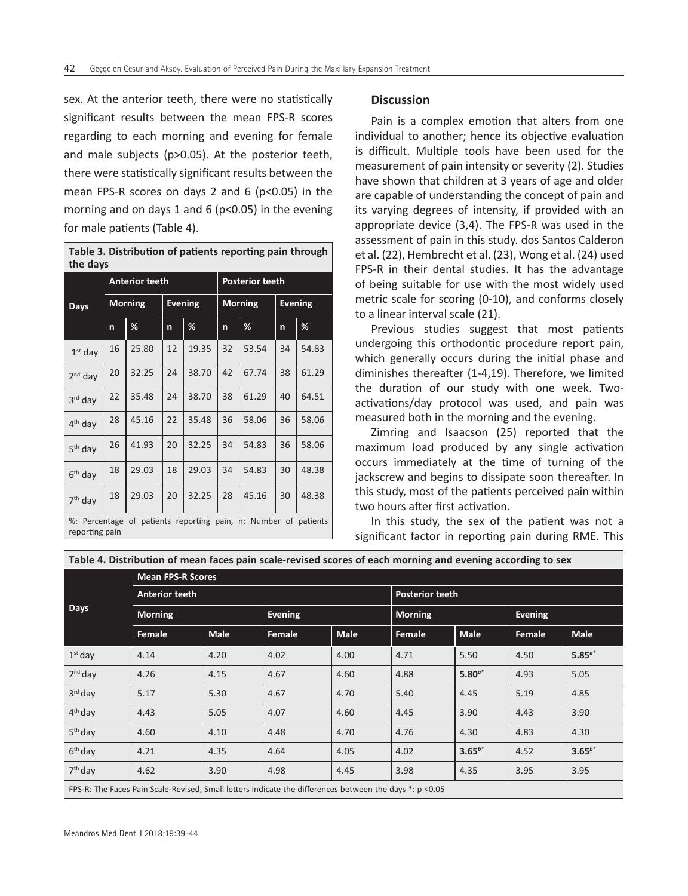sex. At the anterior teeth, there were no statistically significant results between the mean FPS-R scores regarding to each morning and evening for female and male subjects ($p>0.05$). At the posterior teeth, there were statistically significant results between the mean FPS-R scores on days 2 and 6 ($p<0.05$) in the morning and on days 1 and 6 ($p<0.05$) in the evening for male patients (Table 4).

**Table 3. Distribution of patients reporting pain through the days**

| Days | Anterior teeth | | | | Posterior teeth | | | |
|---|---|---|---|---|---|---|---|---|
| | Morning | | Evening | | Morning | | Evening | |
| | n | % | n | % | n | % | n | % |
| 1st day | 16 | 25.80 | 12 | 19.35 | 32 | 53.54 | 34 | 54.83 |
| 2nd day | 20 | 32.25 | 24 | 38.70 | 42 | 67.74 | 38 | 61.29 |
| 3rd day | 22 | 35.48 | 24 | 38.70 | 38 | 61.29 | 40 | 64.51 |
| 4th day | 28 | 45.16 | 22 | 35.48 | 36 | 58.06 | 36 | 58.06 |
| 5th day | 26 | 41.93 | 20 | 32.25 | 34 | 54.83 | 36 | 58.06 |
| 6th day | 18 | 29.03 | 18 | 29.03 | 34 | 54.83 | 30 | 48.38 |
| 7th day | 18 | 29.03 | 20 | 32.25 | 28 | 45.16 | 30 | 48.38 |

%: Percentage of patients reporting pain, n: Number of patients reporting pain

## Discussion

Pain is a complex emotion that alters from one individual to another; hence its objective evaluation is difficult. Multiple tools have been used for the measurement of pain intensity or severity (2). Studies have shown that children at 3 years of age and older are capable of understanding the concept of pain and its varying degrees of intensity, if provided with an appropriate device (3,4). The FPS-R was used in the assessment of pain in this study. dos Santos Calderon et al. (22), Hembrecht et al. (23), Wong et al. (24) used FPS-R in their dental studies. It has the advantage of being suitable for use with the most widely used metric scale for scoring (0-10), and conforms closely to a linear interval scale (21).

Previous studies suggest that most patients undergoing this orthodontic procedure report pain, which generally occurs during the initial phase and diminishes thereafter (1-4,19). Therefore, we limited the duration of our study with one week. Two-activations/day protocol was used, and pain was measured both in the morning and the evening.

Zimring and Isaacson (25) reported that the maximum load produced by any single activation occurs immediately at the time of turning of the jackscrew and begins to dissipate soon thereafter. In this study, most of the patients perceived pain within two hours after first activation.

In this study, the sex of the patient was not a significant factor in reporting pain during RME. This

**Table 4. Distribution of mean faces pain scale-revised scores of each morning and evening according to sex**

| Days | Mean FPS-R Scores | | | | | | | |
|---|---|---|---|---|---|---|---|---|
| | Anterior teeth | | | | Posterior teeth | | | |
| | Morning | | Evening | | Morning | | Evening | |
| | Female | Male | Female | Male | Female | Male | Female | Male |
| 1st day | 4.14 | 4.20 | 4.02 | 4.00 | 4.71 | 5.50 | 4.50 | **5.85**[a*] |
| 2nd day | 4.26 | 4.15 | 4.67 | 4.60 | 4.88 | **5.80**[a*] | 4.93 | 5.05 |
| 3rd day | 5.17 | 5.30 | 4.67 | 4.70 | 5.40 | 4.45 | 5.19 | 4.85 |
| 4th day | 4.43 | 5.05 | 4.07 | 4.60 | 4.45 | 3.90 | 4.43 | 3.90 |
| 5th day | 4.60 | 4.10 | 4.48 | 4.70 | 4.76 | 4.30 | 4.83 | 4.30 |
| 6th day | 4.21 | 4.35 | 4.64 | 4.05 | 4.02 | **3.65**[b*] | 4.52 | **3.65**[b*] |
| 7th day | 4.62 | 3.90 | 4.98 | 4.45 | 3.98 | 4.35 | 3.95 | 3.95 |

FPS-R: The Faces Pain Scale-Revised, Small letters indicate the differences between the days *: $p<0.05$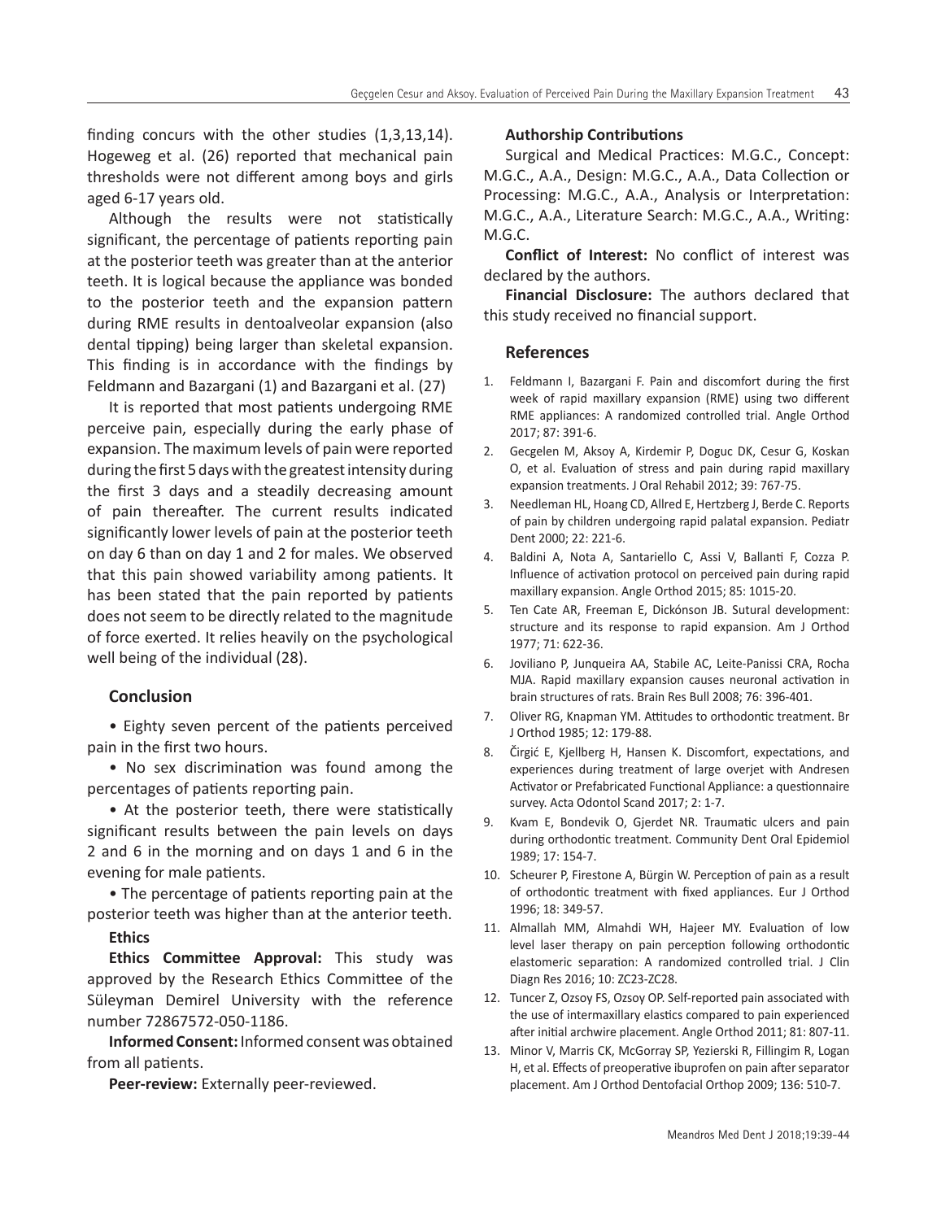finding concurs with the other studies (1,3,13,14). Hogeweg et al. (26) reported that mechanical pain thresholds were not different among boys and girls aged 6-17 years old.

Although the results were not statistically significant, the percentage of patients reporting pain at the posterior teeth was greater than at the anterior teeth. It is logical because the appliance was bonded to the posterior teeth and the expansion pattern during RME results in dentoalveolar expansion (also dental tipping) being larger than skeletal expansion. This finding is in accordance with the findings by Feldmann and Bazargani (1) and Bazargani et al. (27)

It is reported that most patients undergoing RME perceive pain, especially during the early phase of expansion. The maximum levels of pain were reported during the first 5 days with the greatest intensity during the first 3 days and a steadily decreasing amount of pain thereafter. The current results indicated significantly lower levels of pain at the posterior teeth on day 6 than on day 1 and 2 for males. We observed that this pain showed variability among patients. It has been stated that the pain reported by patients does not seem to be directly related to the magnitude of force exerted. It relies heavily on the psychological well being of the individual (28).

## Conclusion

• Eighty seven percent of the patients perceived pain in the first two hours.

• No sex discrimination was found among the percentages of patients reporting pain.

• At the posterior teeth, there were statistically significant results between the pain levels on days 2 and 6 in the morning and on days 1 and 6 in the evening for male patients.

• The percentage of patients reporting pain at the posterior teeth was higher than at the anterior teeth.

**Ethics**

**Ethics Committee Approval:** This study was approved by the Research Ethics Committee of the Süleyman Demirel University with the reference number 72867572-050-1186.

**Informed Consent:** Informed consent was obtained from all patients.

**Peer-review:** Externally peer-reviewed.

**Authorship Contributions**

Surgical and Medical Practices: M.G.C., Concept: M.G.C., A.A., Design: M.G.C., A.A., Data Collection or Processing: M.G.C., A.A., Analysis or Interpretation: M.G.C., A.A., Literature Search: M.G.C., A.A., Writing: M.G.C.

**Conflict of Interest:** No conflict of interest was declared by the authors.

**Financial Disclosure:** The authors declared that this study received no financial support.

## References

1. Feldmann I, Bazargani F. Pain and discomfort during the first week of rapid maxillary expansion (RME) using two different RME appliances: A randomized controlled trial. Angle Orthod 2017; 87: 391-6.
2. Gecgelen M, Aksoy A, Kirdemir P, Doguc DK, Cesur G, Koskan O, et al. Evaluation of stress and pain during rapid maxillary expansion treatments. J Oral Rehabil 2012; 39: 767-75.
3. Needleman HL, Hoang CD, Allred E, Hertzberg J, Berde C. Reports of pain by children undergoing rapid palatal expansion. Pediatr Dent 2000; 22: 221-6.
4. Baldini A, Nota A, Santariello C, Assi V, Ballanti F, Cozza P. Influence of activation protocol on perceived pain during rapid maxillary expansion. Angle Orthod 2015; 85: 1015-20.
5. Ten Cate AR, Freeman E, Dickónson JB. Sutural development: structure and its response to rapid expansion. Am J Orthod 1977; 71: 622-36.
6. Joviliano P, Junqueira AA, Stabile AC, Leite-Panissi CRA, Rocha MJA. Rapid maxillary expansion causes neuronal activation in brain structures of rats. Brain Res Bull 2008; 76: 396-401.
7. Oliver RG, Knapman YM. Attitudes to orthodontic treatment. Br J Orthod 1985; 12: 179-88.
8. Čirgić E, Kjellberg H, Hansen K. Discomfort, expectations, and experiences during treatment of large overjet with Andresen Activator or Prefabricated Functional Appliance: a questionnaire survey. Acta Odontol Scand 2017; 2: 1-7.
9. Kvam E, Bondevik O, Gjerdet NR. Traumatic ulcers and pain during orthodontic treatment. Community Dent Oral Epidemiol 1989; 17: 154-7.
10. Scheurer P, Firestone A, Bürgin W. Perception of pain as a result of orthodontic treatment with fixed appliances. Eur J Orthod 1996; 18: 349-57.
11. Almallah MM, Almahdi WH, Hajeer MY. Evaluation of low level laser therapy on pain perception following orthodontic elastomeric separation: A randomized controlled trial. J Clin Diagn Res 2016; 10: ZC23-ZC28.
12. Tuncer Z, Ozsoy FS, Ozsoy OP. Self-reported pain associated with the use of intermaxillary elastics compared to pain experienced after initial archwire placement. Angle Orthod 2011; 81: 807-11.
13. Minor V, Marris CK, McGorray SP, Yezierski R, Fillingim R, Logan H, et al. Effects of preoperative ibuprofen on pain after separator placement. Am J Orthod Dentofacial Orthop 2009; 136: 510-7.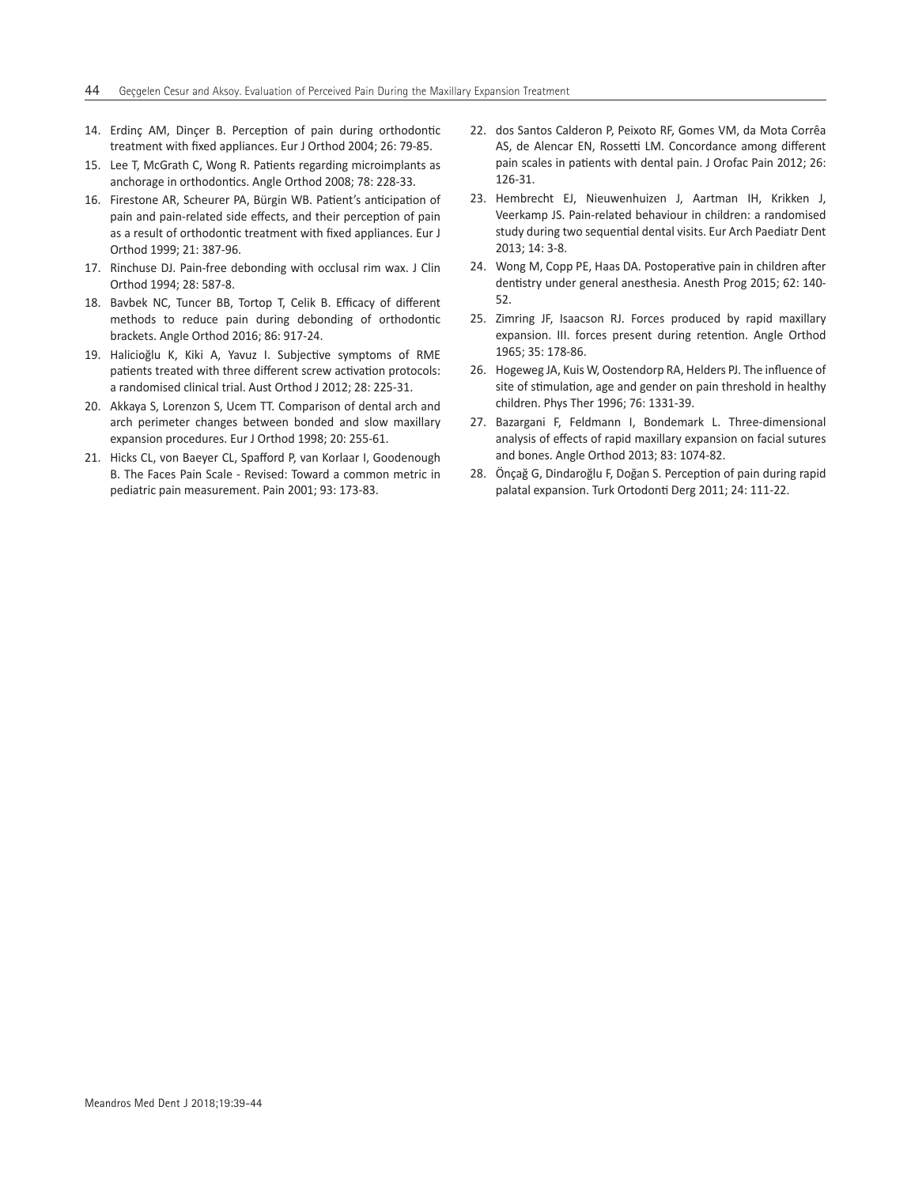14. Erdinç AM, Dinçer B. Perception of pain during orthodontic treatment with fixed appliances. Eur J Orthod 2004; 26: 79-85.
15. Lee T, McGrath C, Wong R. Patients regarding microimplants as anchorage in orthodontics. Angle Orthod 2008; 78: 228-33.
16. Firestone AR, Scheurer PA, Bürgin WB. Patient's anticipation of pain and pain-related side effects, and their perception of pain as a result of orthodontic treatment with fixed appliances. Eur J Orthod 1999; 21: 387-96.
17. Rinchuse DJ. Pain-free debonding with occlusal rim wax. J Clin Orthod 1994; 28: 587-8.
18. Bavbek NC, Tuncer BB, Tortop T, Celik B. Efficacy of different methods to reduce pain during debonding of orthodontic brackets. Angle Orthod 2016; 86: 917-24.
19. Halicioğlu K, Kiki A, Yavuz I. Subjective symptoms of RME patients treated with three different screw activation protocols: a randomised clinical trial. Aust Orthod J 2012; 28: 225-31.
20. Akkaya S, Lorenzon S, Ucem TT. Comparison of dental arch and arch perimeter changes between bonded and slow maxillary expansion procedures. Eur J Orthod 1998; 20: 255-61.
21. Hicks CL, von Baeyer CL, Spafford P, van Korlaar I, Goodenough B. The Faces Pain Scale - Revised: Toward a common metric in pediatric pain measurement. Pain 2001; 93: 173-83.
22. dos Santos Calderon P, Peixoto RF, Gomes VM, da Mota Corrêa AS, de Alencar EN, Rossetti LM. Concordance among different pain scales in patients with dental pain. J Orofac Pain 2012; 26: 126-31.
23. Hembrecht EJ, Nieuwenhuizen J, Aartman IH, Krikken J, Veerkamp JS. Pain-related behaviour in children: a randomised study during two sequential dental visits. Eur Arch Paediatr Dent 2013; 14: 3-8.
24. Wong M, Copp PE, Haas DA. Postoperative pain in children after dentistry under general anesthesia. Anesth Prog 2015; 62: 140-52.
25. Zimring JF, Isaacson RJ. Forces produced by rapid maxillary expansion. III. forces present during retention. Angle Orthod 1965; 35: 178-86.
26. Hogeweg JA, Kuis W, Oostendorp RA, Helders PJ. The influence of site of stimulation, age and gender on pain threshold in healthy children. Phys Ther 1996; 76: 1331-39.
27. Bazargani F, Feldmann I, Bondemark L. Three-dimensional analysis of effects of rapid maxillary expansion on facial sutures and bones. Angle Orthod 2013; 83: 1074-82.
28. Öncağ G, Dindaroğlu F, Doğan S. Perception of pain during rapid palatal expansion. Turk Ortodonti Derg 2011; 24: 111-22.